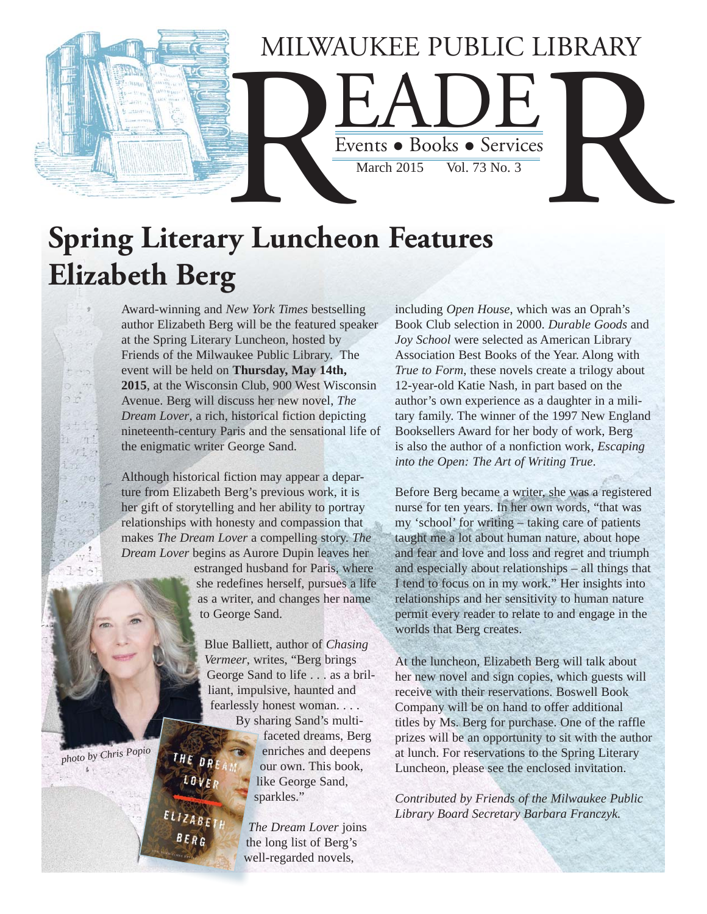# MILWAUKEE PUBLIC LIBRARY READER

Events • Books • Services

March 2015 Vol. 73 No. 3

## Spring Literary Luncheon Features Elizabeth Berg

Award-winning and *New York Times* bestselling author Elizabeth Berg will be the featured speaker at the Spring Literary Luncheon, hosted by Friends of the Milwaukee Public Library. The event will be held on **Thursday, May 14th, 2015**, at the Wisconsin Club, 900 West Wisconsin Avenue. Berg will discuss her new novel, *The Dream Lover*, a rich, historical fiction depicting nineteenth-century Paris and the sensational life of the enigmatic writer George Sand.

Although historical fiction may appear a departure from Elizabeth Berg's previous work, it is her gift of storytelling and her ability to portray relationships with honesty and compassion that makes *The Dream Lover* a compelling story. *The Dream Lover* begins as Aurore Dupin leaves her estranged husband for Paris, where she redefines herself, pursues a life as a writer, and changes her name to George Sand.

Blue Balliett, author of *Chasing Vermeer*, writes, "Berg brings George Sand to life . . . as a brilliant, impulsive, haunted and fearlessly honest woman. . . . By sharing Sand's multi-faceted dreams, Berg enriches and deepens our own. This book, like George Sand, sparkles."

*photo by Chris Popio*

*The Dream Lover* joins the long list of Berg's well-regarded novels, including *Open House*, which was an Oprah's Book Club selection in 2000. *Durable Goods* and *Joy School* were selected as American Library Association Best Books of the Year. Along with *True to Form*, these novels create a trilogy about 12-year-old Katie Nash, in part based on the author's own experience as a daughter in a military family. The winner of the 1997 New England Booksellers Award for her body of work, Berg is also the author of a nonfiction work, *Escaping into the Open: The Art of Writing True*.

Before Berg became a writer, she was a registered nurse for ten years. In her own words, "that was my 'school' for writing – taking care of patients taught me a lot about human nature, about hope and fear and love and loss and regret and triumph and especially about relationships – all things that I tend to focus on in my work." Her insights into relationships and her sensitivity to human nature permit every reader to relate to and engage in the worlds that Berg creates.

At the luncheon, Elizabeth Berg will talk about her new novel and sign copies, which guests will receive with their reservations. Boswell Book Company will be on hand to offer additional titles by Ms. Berg for purchase. One of the raffle prizes will be an opportunity to sit with the author at lunch. For reservations to the Spring Literary Luncheon, please see the enclosed invitation.

*Contributed by Friends of the Milwaukee Public Library Board Secretary Barbara Franczyk.*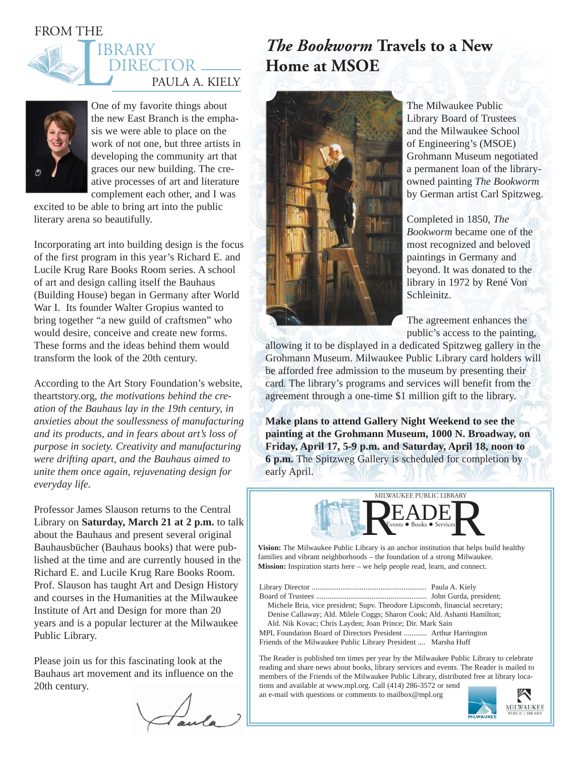## FROM THE LIBRARY DIRECTOR

PAULA A. KIELY

One of my favorite things about the new East Branch is the emphasis we were able to place on the work of not one, but three artists in developing the community art that graces our new building. The creative processes of art and literature complement each other, and I was excited to be able to bring art into the public literary arena so beautifully.

Incorporating art into building design is the focus of the first program in this year's Richard E. and Lucile Krug Rare Books Room series. A school of art and design calling itself the Bauhaus (Building House) began in Germany after World War I. Its founder Walter Gropius wanted to bring together "a new guild of craftsmen" who would desire, conceive and create new forms. These forms and the ideas behind them would transform the look of the 20th century.

According to the Art Story Foundation's website, theartstory.org, *the motivations behind the creation of the Bauhaus lay in the 19th century, in anxieties about the soullessness of manufacturing and its products, and in fears about art's loss of purpose in society. Creativity and manufacturing were drifting apart, and the Bauhaus aimed to unite them once again, rejuvenating design for everyday life.*

Professor James Slauson returns to the Central Library on **Saturday, March 21 at 2 p.m.** to talk about the Bauhaus and present several original Bauhausbücher (Bauhaus books) that were published at the time and are currently housed in the Richard E. and Lucile Krug Rare Books Room. Prof. Slauson has taught Art and Design History and courses in the Humanities at the Milwaukee Institute of Art and Design for more than 20 years and is a popular lecturer at the Milwaukee Public Library.

Please join us for this fascinating look at the Bauhaus art movement and its influence on the 20th century.

Paula

## *The Bookworm* Travels to a New Home at MSOE

The Milwaukee Public Library Board of Trustees and the Milwaukee School of Engineering's (MSOE) Grohmann Museum negotiated a permanent loan of the library-owned painting *The Bookworm* by German artist Carl Spitzweg.

Completed in 1850, *The Bookworm* became one of the most recognized and beloved paintings in Germany and beyond. It was donated to the library in 1972 by René Von Schleinitz.

The agreement enhances the public's access to the painting, allowing it to be displayed in a dedicated Spitzweg gallery in the Grohmann Museum. Milwaukee Public Library card holders will be afforded free admission to the museum by presenting their card. The library's programs and services will benefit from the agreement through a one-time $1 million gift to the library.

**Make plans to attend Gallery Night Weekend to see the painting at the Grohmann Museum, 1000 N. Broadway, on Friday, April 17, 5-9 p.m. and Saturday, April 18, noon to 6 p.m.** The Spitzweg Gallery is scheduled for completion by early April.

---

MILWAUKEE PUBLIC LIBRARY

# READER

Events • Books • Services

**Vision:** The Milwaukee Public Library is an anchor institution that helps build healthy families and vibrant neighborhoods – the foundation of a strong Milwaukee.
**Mission:** Inspiration starts here – we help people read, learn, and connect.

Library Director .......... Paula A. Kiely
Board of Trustees .......... John Gurda, president;
Michele Bria, vice president; Supv. Theodore Lipscomb, financial secretary; Denise Callaway; Ald. Milele Coggs; Sharon Cook; Ald. Ashanti Hamilton; Ald. Nik Kovac; Chris Layden; Joan Prince; Dir. Mark Sain
MPL Foundation Board of Directors President .......... Arthur Harrington
Friends of the Milwaukee Public Library President .... Marsha Huff

The Reader is published ten times per year by the Milwaukee Public Library to celebrate reading and share news about books, library services and events. The Reader is mailed to members of the Friends of the Milwaukee Public Library, distributed free at library locations and available at www.mpl.org. Call (414) 286-3572 or send an e-mail with questions or comments to mailbox@mpl.org

MILWAUKEE PUBLIC LIBRARY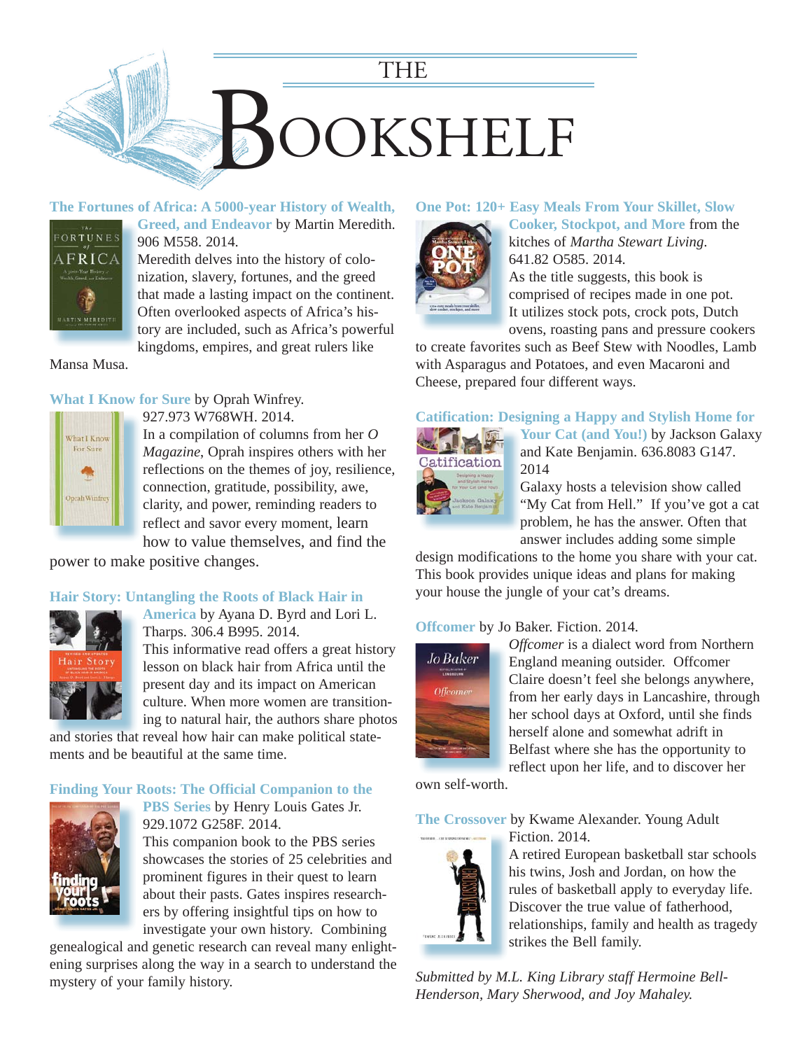# THE BOOKSHELF

**The Fortunes of Africa: A 5000-year History of Wealth, Greed, and Endeavor** by Martin Meredith. 906 M558. 2014.

Meredith delves into the history of colonization, slavery, fortunes, and the greed that made a lasting impact on the continent. Often overlooked aspects of Africa's history are included, such as Africa's powerful kingdoms, empires, and great rulers like Mansa Musa.

**What I Know for Sure** by Oprah Winfrey. 927.973 W768WH. 2014.

In a compilation of columns from her *O Magazine*, Oprah inspires others with her reflections on the themes of joy, resilience, connection, gratitude, possibility, awe, clarity, and power, reminding readers to reflect and savor every moment, learn how to value themselves, and find the power to make positive changes.

**Hair Story: Untangling the Roots of Black Hair in America** by Ayana D. Byrd and Lori L. Tharps. 306.4 B995. 2014.

This informative read offers a great history lesson on black hair from Africa until the present day and its impact on American culture. When more women are transitioning to natural hair, the authors share photos and stories that reveal how hair can make political statements and be beautiful at the same time.

**Finding Your Roots: The Official Companion to the PBS Series** by Henry Louis Gates Jr. 929.1072 G258F. 2014.

This companion book to the PBS series showcases the stories of 25 celebrities and prominent figures in their quest to learn about their pasts. Gates inspires researchers by offering insightful tips on how to investigate your own history. Combining genealogical and genetic research can reveal many enlightening surprises along the way in a search to understand the mystery of your family history.

**One Pot: 120+ Easy Meals From Your Skillet, Slow Cooker, Stockpot, and More** from the kitchens of *Martha Stewart Living*. 641.82 O585. 2014.

As the title suggests, this book is comprised of recipes made in one pot. It utilizes stock pots, crock pots, Dutch ovens, roasting pans and pressure cookers to create favorites such as Beef Stew with Noodles, Lamb with Asparagus and Potatoes, and even Macaroni and Cheese, prepared four different ways.

**Catification: Designing a Happy and Stylish Home for Your Cat (and You!)** by Jackson Galaxy and Kate Benjamin. 636.8083 G147. 2014

Galaxy hosts a television show called "My Cat from Hell." If you've got a cat problem, he has the answer. Often that answer includes adding some simple design modifications to the home you share with your cat. This book provides unique ideas and plans for making your house the jungle of your cat's dreams.

**Offcomer** by Jo Baker. Fiction. 2014.

*Offcomer* is a dialect word from Northern England meaning outsider. Offcomer Claire doesn't feel she belongs anywhere, from her early days in Lancashire, through her school days at Oxford, until she finds herself alone and somewhat adrift in Belfast where she has the opportunity to reflect upon her life, and to discover her own self-worth.

**The Crossover** by Kwame Alexander. Young Adult Fiction. 2014.

A retired European basketball star schools his twins, Josh and Jordan, on how the rules of basketball apply to everyday life. Discover the true value of fatherhood, relationships, family and health as tragedy strikes the Bell family.

*Submitted by M.L. King Library staff Hermoine Bell-Henderson, Mary Sherwood, and Joy Mahaley.*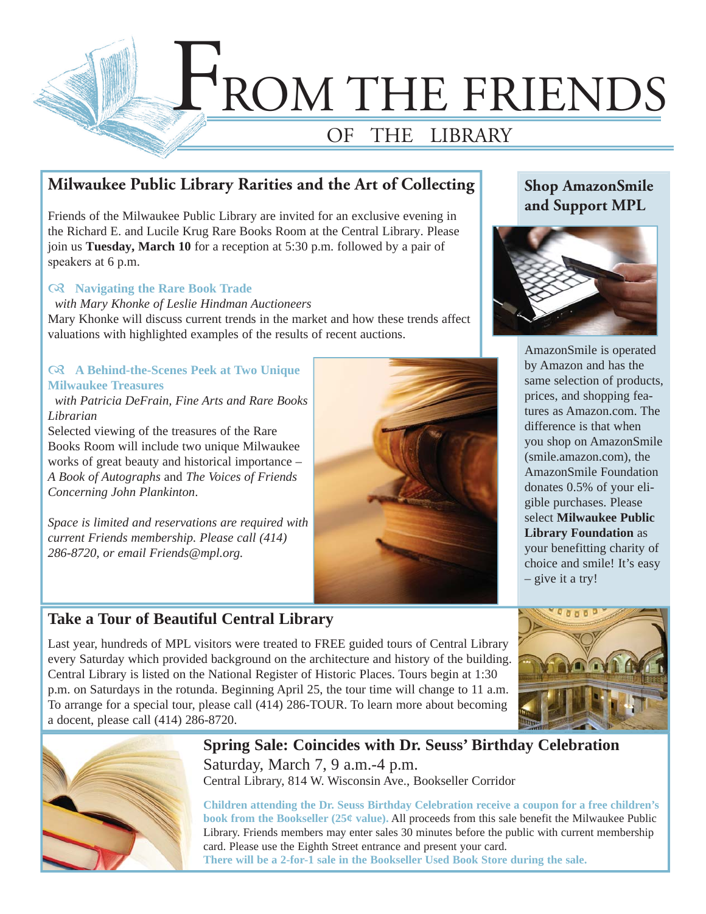# FROM THE FRIENDS OF THE LIBRARY

## Milwaukee Public Library Rarities and the Art of Collecting

Friends of the Milwaukee Public Library are invited for an exclusive evening in the Richard E. and Lucile Krug Rare Books Room at the Central Library. Please join us **Tuesday, March 10** for a reception at 5:30 p.m. followed by a pair of speakers at 6 p.m.

### Navigating the Rare Book Trade

*with Mary Khonke of Leslie Hindman Auctioneers*

Mary Khonke will discuss current trends in the market and how these trends affect valuations with highlighted examples of the results of recent auctions.

### A Behind-the-Scenes Peek at Two Unique Milwaukee Treasures

*with Patricia DeFrain, Fine Arts and Rare Books Librarian*

Selected viewing of the treasures of the Rare Books Room will include two unique Milwaukee works of great beauty and historical importance – *A Book of Autographs* and *The Voices of Friends Concerning John Plankinton*.

*Space is limited and reservations are required with current Friends membership. Please call (414) 286-8720, or email Friends@mpl.org.*

## Shop AmazonSmile and Support MPL

AmazonSmile is operated by Amazon and has the same selection of products, prices, and shopping features as Amazon.com. The difference is that when you shop on AmazonSmile (smile.amazon.com), the AmazonSmile Foundation donates 0.5% of your eligible purchases. Please select **Milwaukee Public Library Foundation** as your benefitting charity of choice and smile! It's easy – give it a try!

## Take a Tour of Beautiful Central Library

Last year, hundreds of MPL visitors were treated to FREE guided tours of Central Library every Saturday which provided background on the architecture and history of the building. Central Library is listed on the National Register of Historic Places. Tours begin at 1:30 p.m. on Saturdays in the rotunda. Beginning April 25, the tour time will change to 11 a.m. To arrange for a special tour, please call (414) 286-TOUR. To learn more about becoming a docent, please call (414) 286-8720.

## Spring Sale: Coincides with Dr. Seuss' Birthday Celebration

Saturday, March 7, 9 a.m.-4 p.m.

Central Library, 814 W. Wisconsin Ave., Bookseller Corridor

**Children attending the Dr. Seuss Birthday Celebration receive a coupon for a free children's book from the Bookseller (25¢ value).** All proceeds from this sale benefit the Milwaukee Public Library. Friends members may enter sales 30 minutes before the public with current membership card. Please use the Eighth Street entrance and present your card.

**There will be a 2-for-1 sale in the Bookseller Used Book Store during the sale.**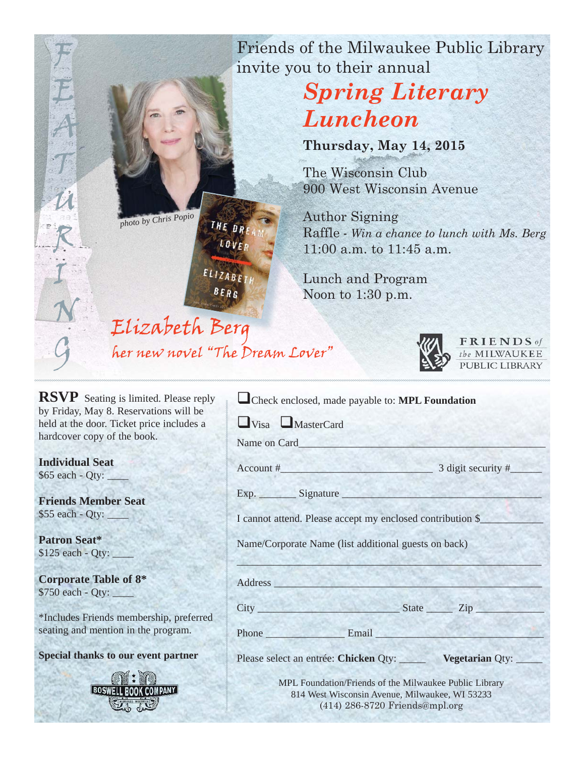FEATURING

Friends of the Milwaukee Public Library invite you to their annual

# *Spring Literary Luncheon*

**Thursday, May 14, 2015**

The Wisconsin Club
900 West Wisconsin Avenue

Author Signing
Raffle - *Win a chance to lunch with Ms. Berg*
11:00 a.m. to 11:45 a.m.

Lunch and Program
Noon to 1:30 p.m.

*photo by Chris Popio*

THE DREAM LOVER
ELIZABETH BERG

## *Elizabeth Berg*

*her new novel "The Dream Lover"*

FRIENDS *of the* MILWAUKEE PUBLIC LIBRARY

---

**RSVP** Seating is limited. Please reply by Friday, May 8. Reservations will be held at the door. Ticket price includes a hardcover copy of the book.

**Individual Seat**
$65 each - Qty: ____

**Friends Member Seat**
$55 each - Qty: ____

**Patron Seat***
$125 each - Qty: ____

**Corporate Table of 8***
$750 each - Qty: ____

*Includes Friends membership, preferred seating and mention in the program.

**Special thanks to our event partner**

BOSWELL BOOK COMPANY

❑ Check enclosed, made payable to: **MPL Foundation**

❑ Visa ❑ MasterCard

Name on Card____________________________________________

Account #___________________________ 3 digit security #______

Exp. _______ Signature ____________________________________

I cannot attend. Please accept my enclosed contribution $___________

Name/Corporate Name (list additional guests on back)

________________________________________________________

Address _________________________________________________

City _________________________ State _____ Zip ____________

Phone ______________ Email _____________________________

Please select an entrée: **Chicken** Qty: _____ **Vegetarian** Qty: _____

MPL Foundation/Friends of the Milwaukee Public Library
814 West Wisconsin Avenue, Milwaukee, WI 53233
(414) 286-8720 Friends@mpl.org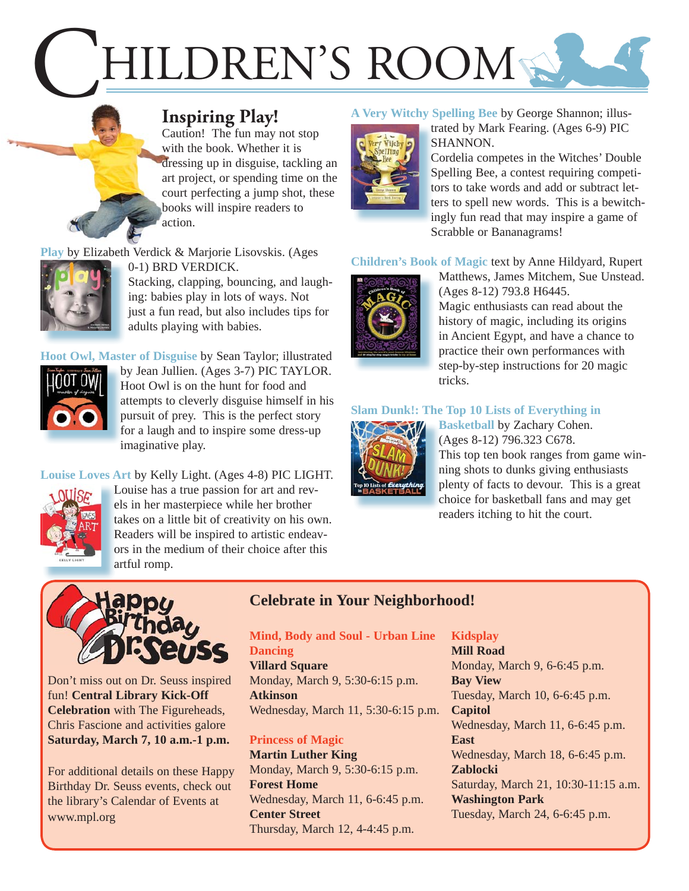# CHILDREN'S ROOM

## Inspiring Play!

Caution! The fun may not stop with the book. Whether it is dressing up in disguise, tackling an art project, or spending time on the court perfecting a jump shot, these books will inspire readers to action.

**Play** by Elizabeth Verdick & Marjorie Lisovskis. (Ages 0-1) BRD VERDICK.
Stacking, clapping, bouncing, and laughing: babies play in lots of ways. Not just a fun read, but also includes tips for adults playing with babies.

**Hoot Owl, Master of Disguise** by Sean Taylor; illustrated by Jean Jullien. (Ages 3-7) PIC TAYLOR.
Hoot Owl is on the hunt for food and attempts to cleverly disguise himself in his pursuit of prey. This is the perfect story for a laugh and to inspire some dress-up imaginative play.

**Louise Loves Art** by Kelly Light. (Ages 4-8) PIC LIGHT.
Louise has a true passion for art and revels in her masterpiece while her brother takes on a little bit of creativity on his own. Readers will be inspired to artistic endeavors in the medium of their choice after this artful romp.

**A Very Witchy Spelling Bee** by George Shannon; illustrated by Mark Fearing. (Ages 6-9) PIC SHANNON.
Cordelia competes in the Witches' Double Spelling Bee, a contest requiring competitors to take words and add or subtract letters to spell new words. This is a bewitchingly fun read that may inspire a game of Scrabble or Bananagrams!

**Children's Book of Magic** text by Anne Hildyard, Rupert Matthews, James Mitchem, Sue Unstead. (Ages 8-12) 793.8 H6445.
Magic enthusiasts can read about the history of magic, including its origins in Ancient Egypt, and have a chance to practice their own performances with step-by-step instructions for 20 magic tricks.

**Slam Dunk!: The Top 10 Lists of Everything in Basketball** by Zachary Cohen. (Ages 8-12) 796.323 C678.
This top ten book ranges from game winning shots to dunks giving enthusiasts plenty of facts to devour. This is a great choice for basketball fans and may get readers itching to hit the court.

## Happy Birthday Dr. Seuss

Don't miss out on Dr. Seuss inspired fun! **Central Library Kick-Off Celebration** with The Figureheads, Chris Fascione and activities galore **Saturday, March 7, 10 a.m.-1 p.m.**

For additional details on these Happy Birthday Dr. Seuss events, check out the library's Calendar of Events at www.mpl.org

## Celebrate in Your Neighborhood!

### Mind, Body and Soul - Urban Line Dancing

**Villard Square**
Monday, March 9, 5:30-6:15 p.m.
**Atkinson**
Wednesday, March 11, 5:30-6:15 p.m.

### Princess of Magic

**Martin Luther King**
Monday, March 9, 5:30-6:15 p.m.
**Forest Home**
Wednesday, March 11, 6-6:45 p.m.
**Center Street**
Thursday, March 12, 4-4:45 p.m.

### Kidsplay

**Mill Road**
Monday, March 9, 6-6:45 p.m.
**Bay View**
Tuesday, March 10, 6-6:45 p.m.
**Capitol**
Wednesday, March 11, 6-6:45 p.m.
**East**
Wednesday, March 18, 6-6:45 p.m.
**Zablocki**
Saturday, March 21, 10:30-11:15 a.m.
**Washington Park**
Tuesday, March 24, 6-6:45 p.m.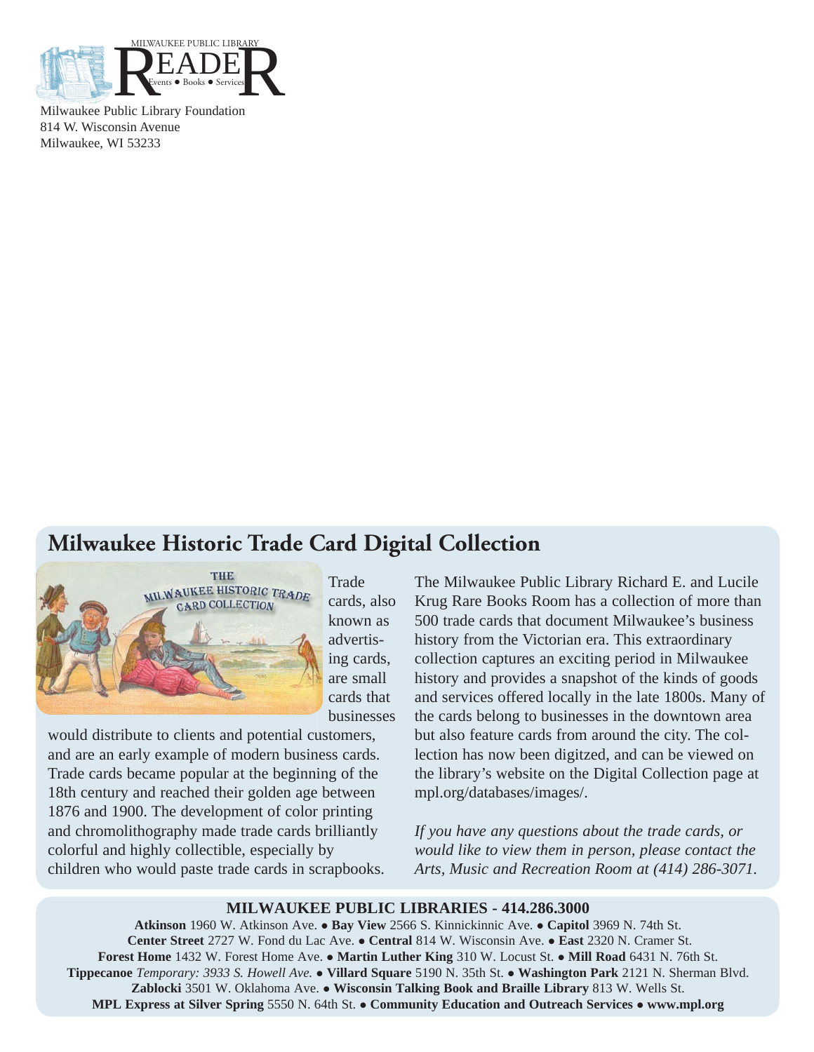MILWAUKEE PUBLIC LIBRARY

READER

Events ● Books ● Services

Milwaukee Public Library Foundation
814 W. Wisconsin Avenue
Milwaukee, WI 53233

## Milwaukee Historic Trade Card Digital Collection

Trade cards, also known as advertising cards, are small cards that businesses would distribute to clients and potential customers, and are an early example of modern business cards. Trade cards became popular at the beginning of the 18th century and reached their golden age between 1876 and 1900. The development of color printing and chromolithography made trade cards brilliantly colorful and highly collectible, especially by children who would paste trade cards in scrapbooks.

The Milwaukee Public Library Richard E. and Lucile Krug Rare Books Room has a collection of more than 500 trade cards that document Milwaukee's business history from the Victorian era. This extraordinary collection captures an exciting period in Milwaukee history and provides a snapshot of the kinds of goods and services offered locally in the late 1800s. Many of the cards belong to businesses in the downtown area but also feature cards from around the city. The collection has now been digitzed, and can be viewed on the library's website on the Digital Collection page at mpl.org/databases/images/.

*If you have any questions about the trade cards, or would like to view them in person, please contact the Arts, Music and Recreation Room at (414) 286-3071.*

**MILWAUKEE PUBLIC LIBRARIES - 414.286.3000**

**Atkinson** 1960 W. Atkinson Ave. ● **Bay View** 2566 S. Kinnickinnic Ave. ● **Capitol** 3969 N. 74th St.
**Center Street** 2727 W. Fond du Lac Ave. ● **Central** 814 W. Wisconsin Ave. ● **East** 2320 N. Cramer St.
**Forest Home** 1432 W. Forest Home Ave. ● **Martin Luther King** 310 W. Locust St. ● **Mill Road** 6431 N. 76th St.
**Tippecanoe** *Temporary: 3933 S. Howell Ave.* ● **Villard Square** 5190 N. 35th St. ● **Washington Park** 2121 N. Sherman Blvd.
**Zablocki** 3501 W. Oklahoma Ave. ● **Wisconsin Talking Book and Braille Library** 813 W. Wells St.
**MPL Express at Silver Spring** 5550 N. 64th St. ● **Community Education and Outreach Services** ● **www.mpl.org**